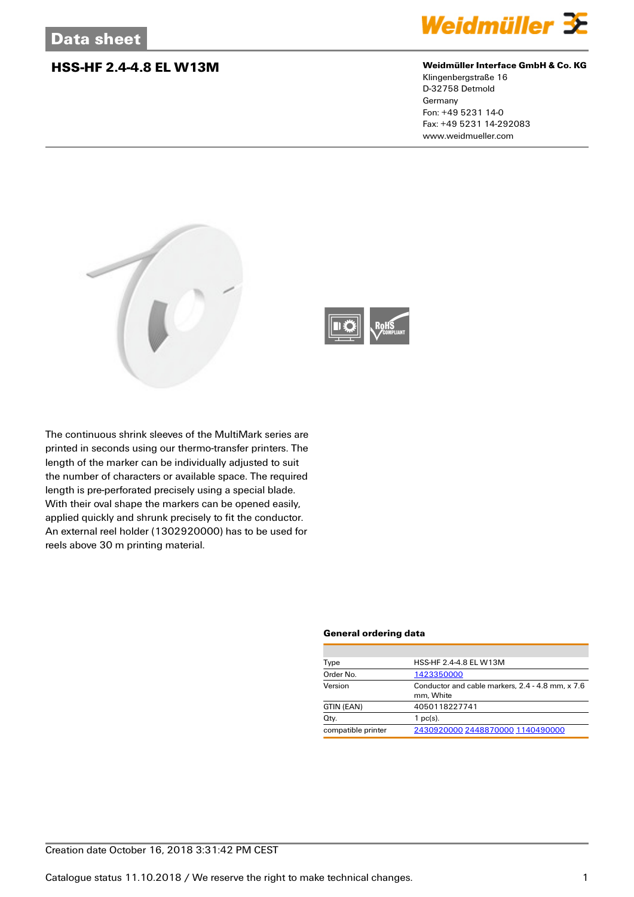Data sheet

# HSS-HF 2.4-4.8 EL W13M

**Weidmüller Interface GmbH & Co. KG**
Klingenbergstraße 16
D-32758 Detmold
Germany
Fon: +49 5231 14-0
Fax: +49 5231 14-292083
www.weidmueller.com

The continuous shrink sleeves of the MultiMark series are printed in seconds using our thermo-transfer printers. The length of the marker can be individually adjusted to suit the number of characters or available space. The required length is pre-perforated precisely using a special blade. With their oval shape the markers can be opened easily, applied quickly and shrunk precisely to fit the conductor. An external reel holder (1302920000) has to be used for reels above 30 m printing material.

### General ordering data

| | |
|---|---|
| Type | HSS-HF 2.4-4.8 EL W13M |
| Order No. | 1423350000 |
| Version | Conductor and cable markers, 2.4 - 4.8 mm, x 7.6 mm, White |
| GTIN (EAN) | 4050118227741 |
| Qty. | 1 pc(s). |
| compatible printer | 2430920000 2448870000 1140490000 |

Creation date October 16, 2018 3:31:42 PM CEST

Catalogue status 11.10.2018 / We reserve the right to make technical changes.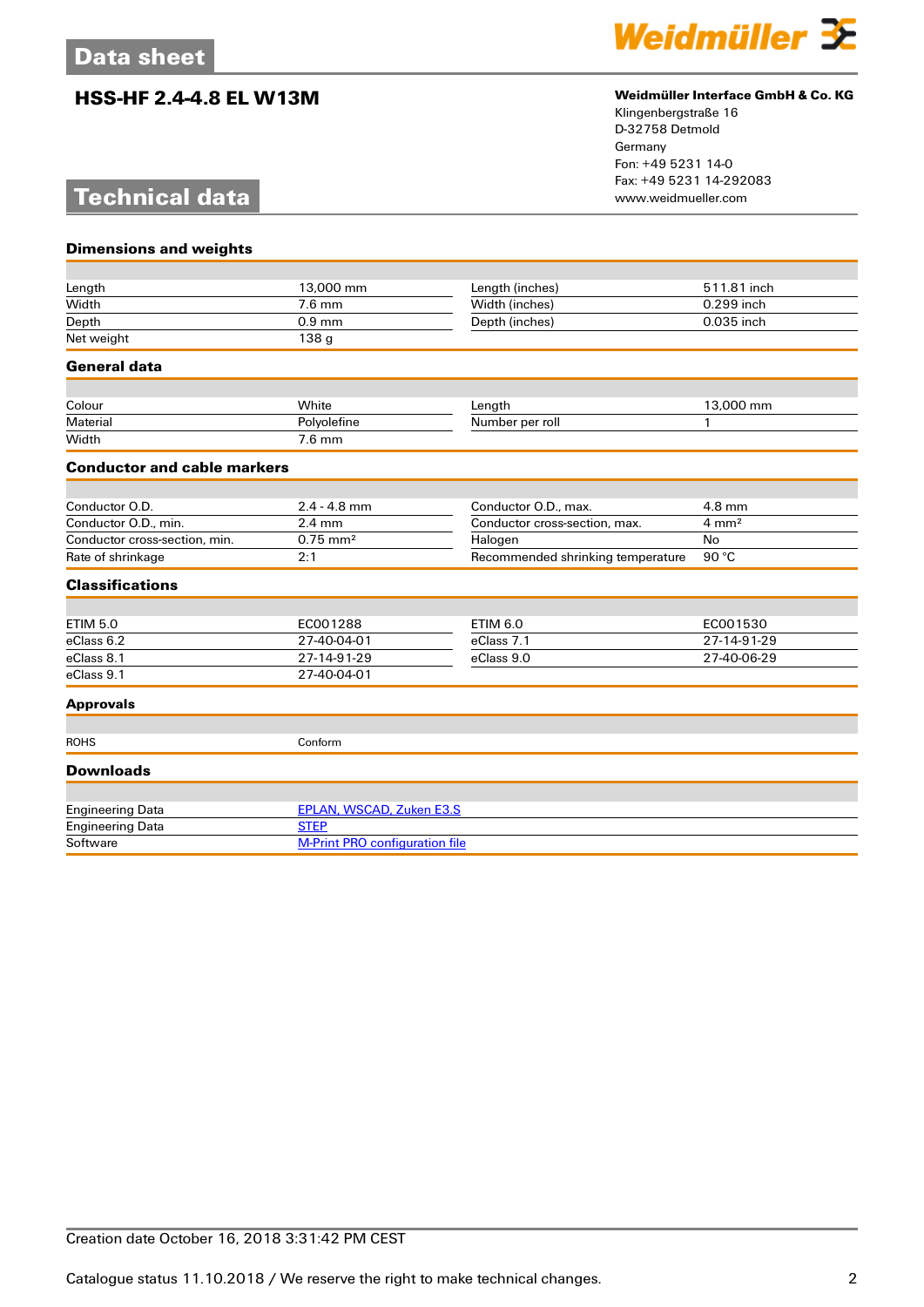# Data sheet

## HSS-HF 2.4-4.8 EL W13M

**Weidmüller Interface GmbH & Co. KG**
Klingenbergstraße 16
D-32758 Detmold
Germany
Fon: +49 5231 14-0
Fax: +49 5231 14-292083
www.weidmueller.com

# Technical data

### Dimensions and weights

| | | | |
|---|---|---|---|
| Length | 13,000 mm | Length (inches) | 511.81 inch |
| Width | 7.6 mm | Width (inches) | 0.299 inch |
| Depth | 0.9 mm | Depth (inches) | 0.035 inch |
| Net weight | 138 g | | |

### General data

| | | | |
|---|---|---|---|
| Colour | White | Length | 13,000 mm |
| Material | Polyolefine | Number per roll | 1 |
| Width | 7.6 mm | | |

### Conductor and cable markers

| | | | |
|---|---|---|---|
| Conductor O.D. | 2.4 - 4.8 mm | Conductor O.D., max. | 4.8 mm |
| Conductor O.D., min. | 2.4 mm | Conductor cross-section, max. | 4 mm² |
| Conductor cross-section, min. | 0.75 mm² | Halogen | No |
| Rate of shrinkage | 2:1 | Recommended shrinking temperature | 90 °C |

### Classifications

| | | | |
|---|---|---|---|
| ETIM 5.0 | EC001288 | ETIM 6.0 | EC001530 |
| eClass 6.2 | 27-40-04-01 | eClass 7.1 | 27-14-91-29 |
| eClass 8.1 | 27-14-91-29 | eClass 9.0 | 27-40-06-29 |
| eClass 9.1 | 27-40-04-01 | | |

### Approvals

| | |
|---|---|
| ROHS | Conform |

### Downloads

| | |
|---|---|
| Engineering Data | EPLAN, WSCAD, Zuken E3.S |
| Engineering Data | STEP |
| Software | M-Print PRO configuration file |

Creation date October 16, 2018 3:31:42 PM CEST

Catalogue status 11.10.2018 / We reserve the right to make technical changes.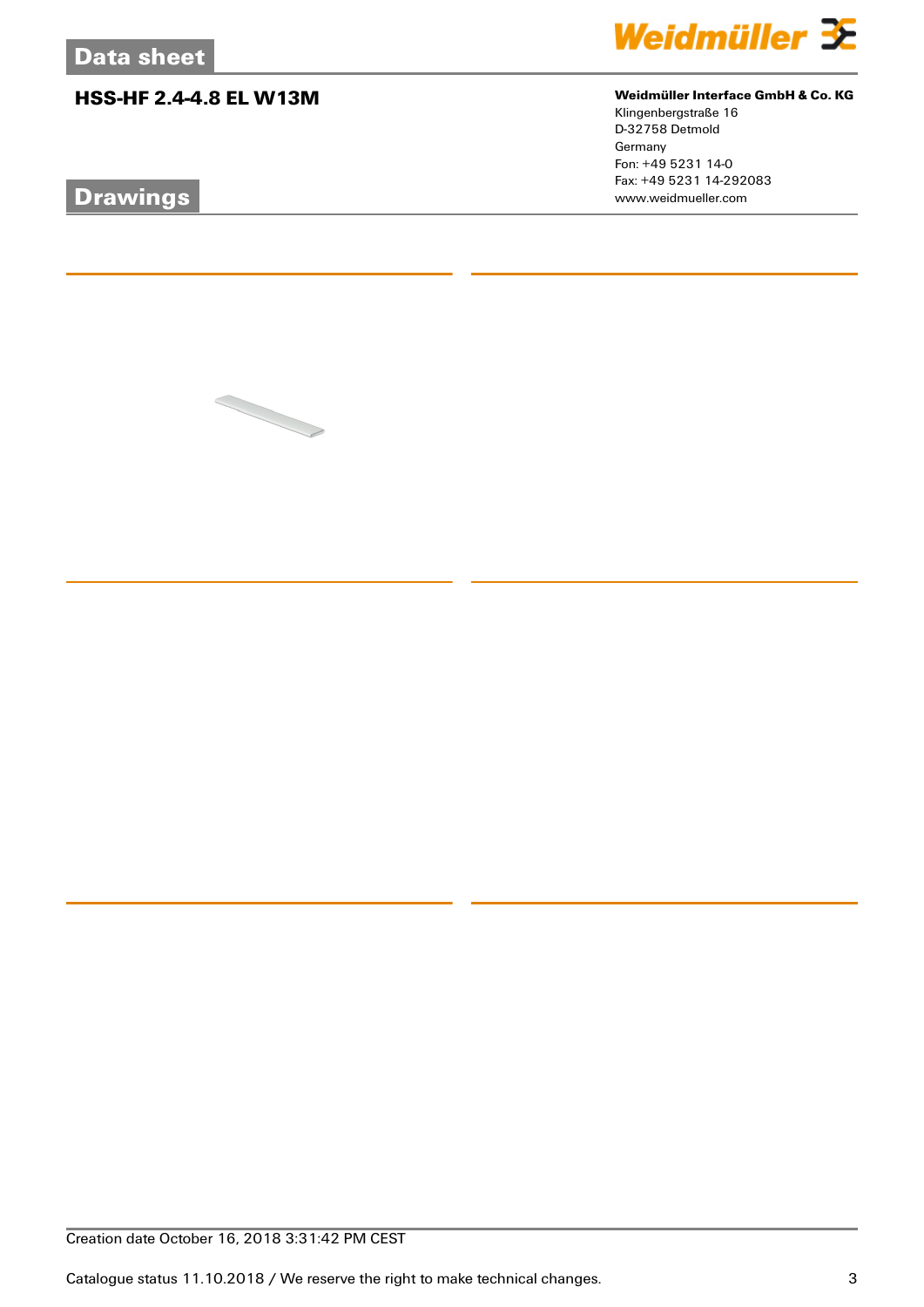# Data sheet

## HSS-HF 2.4-4.8 EL W13M

**Weidmüller Interface GmbH & Co. KG**
Klingenbergstraße 16
D-32758 Detmold
Germany
Fon: +49 5231 14-0
Fax: +49 5231 14-292083
www.weidmueller.com

## Drawings

Creation date October 16, 2018 3:31:42 PM CEST

Catalogue status 11.10.2018 / We reserve the right to make technical changes.